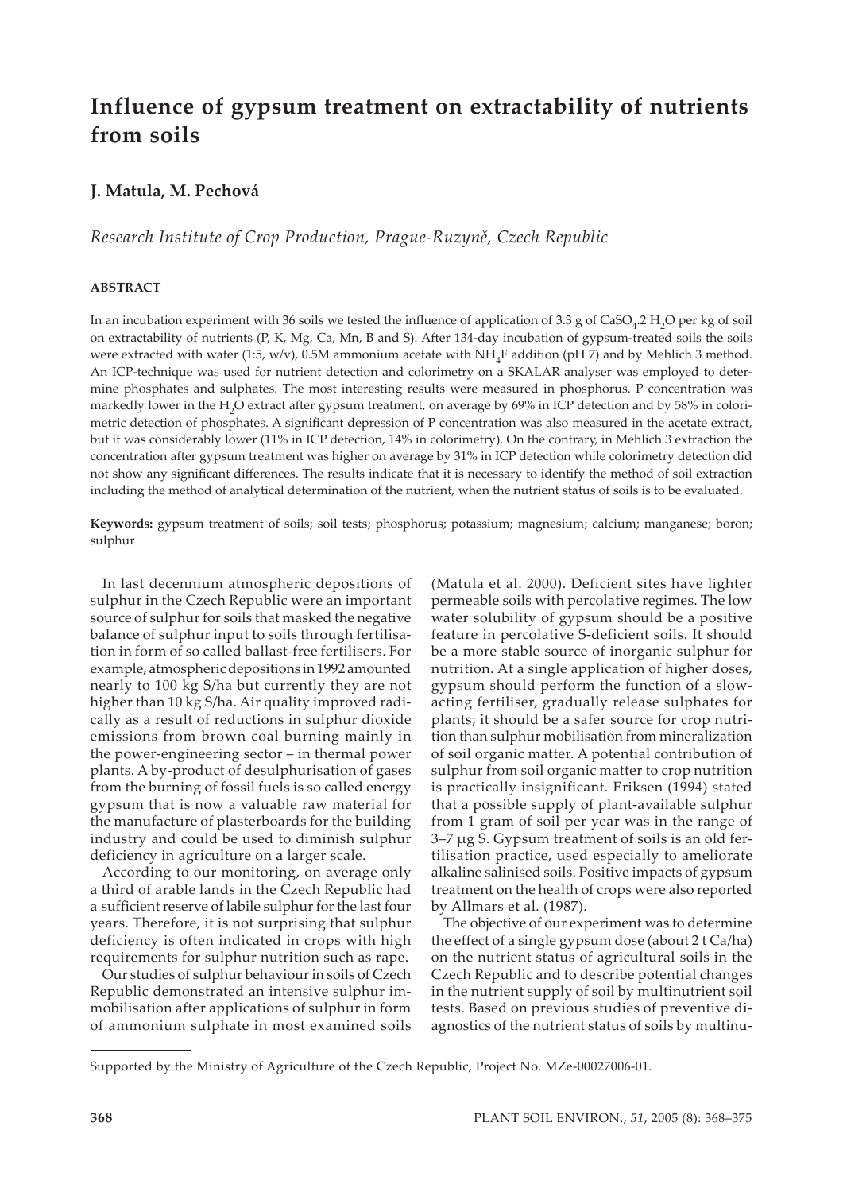# Influence of gypsum treatment on extractability of nutrients from soils

## J. Matula, M. Pechová

*Research Institute of Crop Production, Prague-Ruzyně, Czech Republic*

### ABSTRACT

In an incubation experiment with 36 soils we tested the influence of application of 3.3 g of $CaSO_4.2\ H_2O$ per kg of soil on extractability of nutrients (P, K, Mg, Ca, Mn, B and S). After 134-day incubation of gypsum-treated soils the soils were extracted with water (1:5, w/v), 0.5M ammonium acetate with $NH_4F$ addition (pH 7) and by Mehlich 3 method. An ICP-technique was used for nutrient detection and colorimetry on a SKALAR analyser was employed to determine phosphates and sulphates. The most interesting results were measured in phosphorus. P concentration was markedly lower in the $H_2O$ extract after gypsum treatment, on average by 69% in ICP detection and by 58% in colorimetric detection of phosphates. A significant depression of P concentration was also measured in the acetate extract, but it was considerably lower (11% in ICP detection, 14% in colorimetry). On the contrary, in Mehlich 3 extraction the concentration after gypsum treatment was higher on average by 31% in ICP detection while colorimetry detection did not show any significant differences. The results indicate that it is necessary to identify the method of soil extraction including the method of analytical determination of the nutrient, when the nutrient status of soils is to be evaluated.

**Keywords:** gypsum treatment of soils; soil tests; phosphorus; potassium; magnesium; calcium; manganese; boron; sulphur

In last decennium atmospheric depositions of sulphur in the Czech Republic were an important source of sulphur for soils that masked the negative balance of sulphur input to soils through fertilisation in form of so called ballast-free fertilisers. For example, atmospheric depositions in 1992 amounted nearly to 100 kg S/ha but currently they are not higher than 10 kg S/ha. Air quality improved radically as a result of reductions in sulphur dioxide emissions from brown coal burning mainly in the power-engineering sector – in thermal power plants. A by-product of desulphurisation of gases from the burning of fossil fuels is so called energy gypsum that is now a valuable raw material for the manufacture of plasterboards for the building industry and could be used to diminish sulphur deficiency in agriculture on a larger scale.

According to our monitoring, on average only a third of arable lands in the Czech Republic had a sufficient reserve of labile sulphur for the last four years. Therefore, it is not surprising that sulphur deficiency is often indicated in crops with high requirements for sulphur nutrition such as rape.

Our studies of sulphur behaviour in soils of Czech Republic demonstrated an intensive sulphur immobilisation after applications of sulphur in form of ammonium sulphate in most examined soils (Matula et al. 2000). Deficient sites have lighter permeable soils with percolative regimes. The low water solubility of gypsum should be a positive feature in percolative S-deficient soils. It should be a more stable source of inorganic sulphur for nutrition. At a single application of higher doses, gypsum should perform the function of a slow-acting fertiliser, gradually release sulphates for plants; it should be a safer source for crop nutrition than sulphur mobilisation from mineralization of soil organic matter. A potential contribution of sulphur from soil organic matter to crop nutrition is practically insignificant. Eriksen (1994) stated that a possible supply of plant-available sulphur from 1 gram of soil per year was in the range of 3–7 μg S. Gypsum treatment of soils is an old fertilisation practice, used especially to ameliorate alkaline salinised soils. Positive impacts of gypsum treatment on the health of crops were also reported by Allmars et al. (1987).

The objective of our experiment was to determine the effect of a single gypsum dose (about 2 t Ca/ha) on the nutrient status of agricultural soils in the Czech Republic and to describe potential changes in the nutrient supply of soil by multinutrient soil tests. Based on previous studies of preventive diagnostics of the nutrient status of soils by multinu-

Supported by the Ministry of Agriculture of the Czech Republic, Project No. MZe-00027006-01.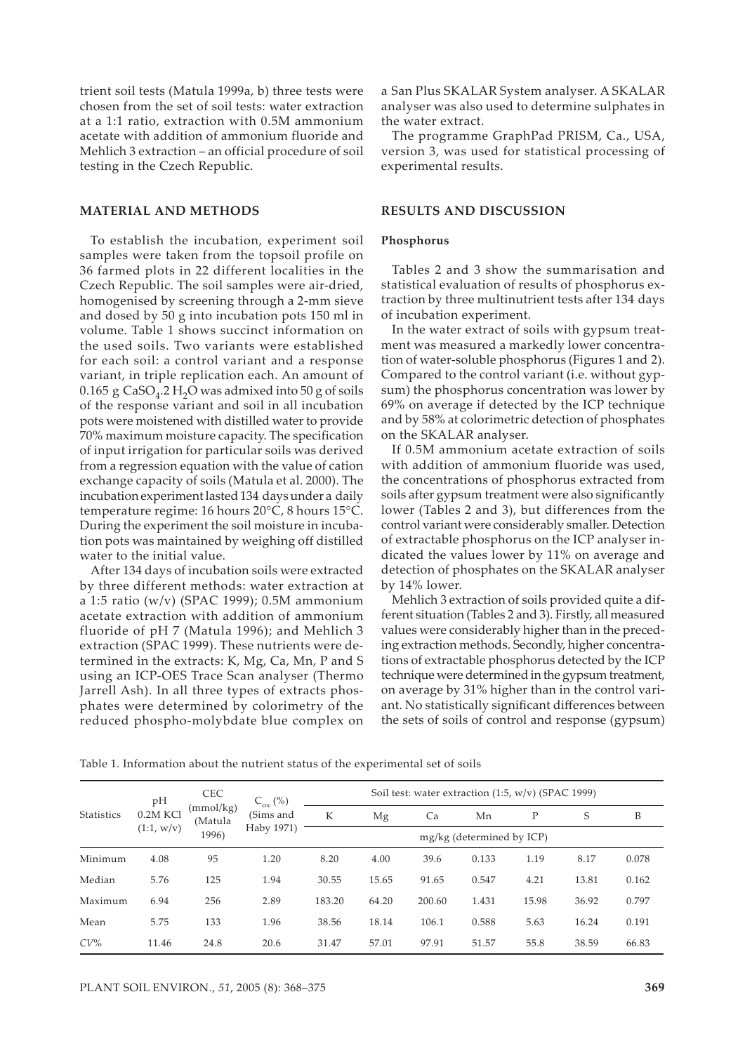trient soil tests (Matula 1999a, b) three tests were chosen from the set of soil tests: water extraction at a 1:1 ratio, extraction with 0.5M ammonium acetate with addition of ammonium fluoride and Mehlich 3 extraction – an official procedure of soil testing in the Czech Republic.

## MATERIAL AND METHODS

To establish the incubation, experiment soil samples were taken from the topsoil profile on 36 farmed plots in 22 different localities in the Czech Republic. The soil samples were air-dried, homogenised by screening through a 2-mm sieve and dosed by 50 g into incubation pots 150 ml in volume. Table 1 shows succinct information on the used soils. Two variants were established for each soil: a control variant and a response variant, in triple replication each. An amount of 0.165 g $CaSO_4.2\,H_2O$ was admixed into 50 g of soils of the response variant and soil in all incubation pots were moistened with distilled water to provide 70% maximum moisture capacity. The specification of input irrigation for particular soils was derived from a regression equation with the value of cation exchange capacity of soils (Matula et al. 2000). The incubation experiment lasted 134 days under a daily temperature regime: 16 hours 20°C, 8 hours 15°C. During the experiment the soil moisture in incubation pots was maintained by weighing off distilled water to the initial value.

After 134 days of incubation soils were extracted by three different methods: water extraction at a 1:5 ratio (w/v) (SPAC 1999); 0.5M ammonium acetate extraction with addition of ammonium fluoride of pH 7 (Matula 1996); and Mehlich 3 extraction (SPAC 1999). These nutrients were determined in the extracts: K, Mg, Ca, Mn, P and S using an ICP-OES Trace Scan analyser (Thermo Jarrell Ash). In all three types of extracts phosphates were determined by colorimetry of the reduced phospho-molybdate blue complex on a San Plus SKALAR System analyser. A SKALAR analyser was also used to determine sulphates in the water extract.

The programme GraphPad PRISM, Ca., USA, version 3, was used for statistical processing of experimental results.

## RESULTS AND DISCUSSION

### Phosphorus

Tables 2 and 3 show the summarisation and statistical evaluation of results of phosphorus extraction by three multinutrient tests after 134 days of incubation experiment.

In the water extract of soils with gypsum treatment was measured a markedly lower concentration of water-soluble phosphorus (Figures 1 and 2). Compared to the control variant (i.e. without gypsum) the phosphorus concentration was lower by 69% on average if detected by the ICP technique and by 58% at colorimetric detection of phosphates on the SKALAR analyser.

If 0.5M ammonium acetate extraction of soils with addition of ammonium fluoride was used, the concentrations of phosphorus extracted from soils after gypsum treatment were also significantly lower (Tables 2 and 3), but differences from the control variant were considerably smaller. Detection of extractable phosphorus on the ICP analyser indicated the values lower by 11% on average and detection of phosphates on the SKALAR analyser by 14% lower.

Mehlich 3 extraction of soils provided quite a different situation (Tables 2 and 3). Firstly, all measured values were considerably higher than in the preceding extraction methods. Secondly, higher concentrations of extractable phosphorus detected by the ICP technique were determined in the gypsum treatment, on average by 31% higher than in the control variant. No statistically significant differences between the sets of soils of control and response (gypsum)

Table 1. Information about the nutrient status of the experimental set of soils

| Statistics | pH 0.2M KCl (1:1, w/v) | CEC (mmol/kg) (Matula 1996) | $C_{ox}$ (%) (Sims and Haby 1971) | Soil test: water extraction (1:5, w/v) (SPAC 1999) | | | | | | |
|---|---|---|---|---|---|---|---|---|---|---|
| | | | | K | Mg | Ca | Mn | P | S | B |
| | | | | mg/kg (determined by ICP) | | | | | | |
| Minimum | 4.08 | 95 | 1.20 | 8.20 | 4.00 | 39.6 | 0.133 | 1.19 | 8.17 | 0.078 |
| Median | 5.76 | 125 | 1.94 | 30.55 | 15.65 | 91.65 | 0.547 | 4.21 | 13.81 | 0.162 |
| Maximum | 6.94 | 256 | 2.89 | 183.20 | 64.20 | 200.60 | 1.431 | 15.98 | 36.92 | 0.797 |
| Mean | 5.75 | 133 | 1.96 | 38.56 | 18.14 | 106.1 | 0.588 | 5.63 | 16.24 | 0.191 |
| *CV*% | 11.46 | 24.8 | 20.6 | 31.47 | 57.01 | 97.91 | 51.57 | 55.8 | 38.59 | 66.83 |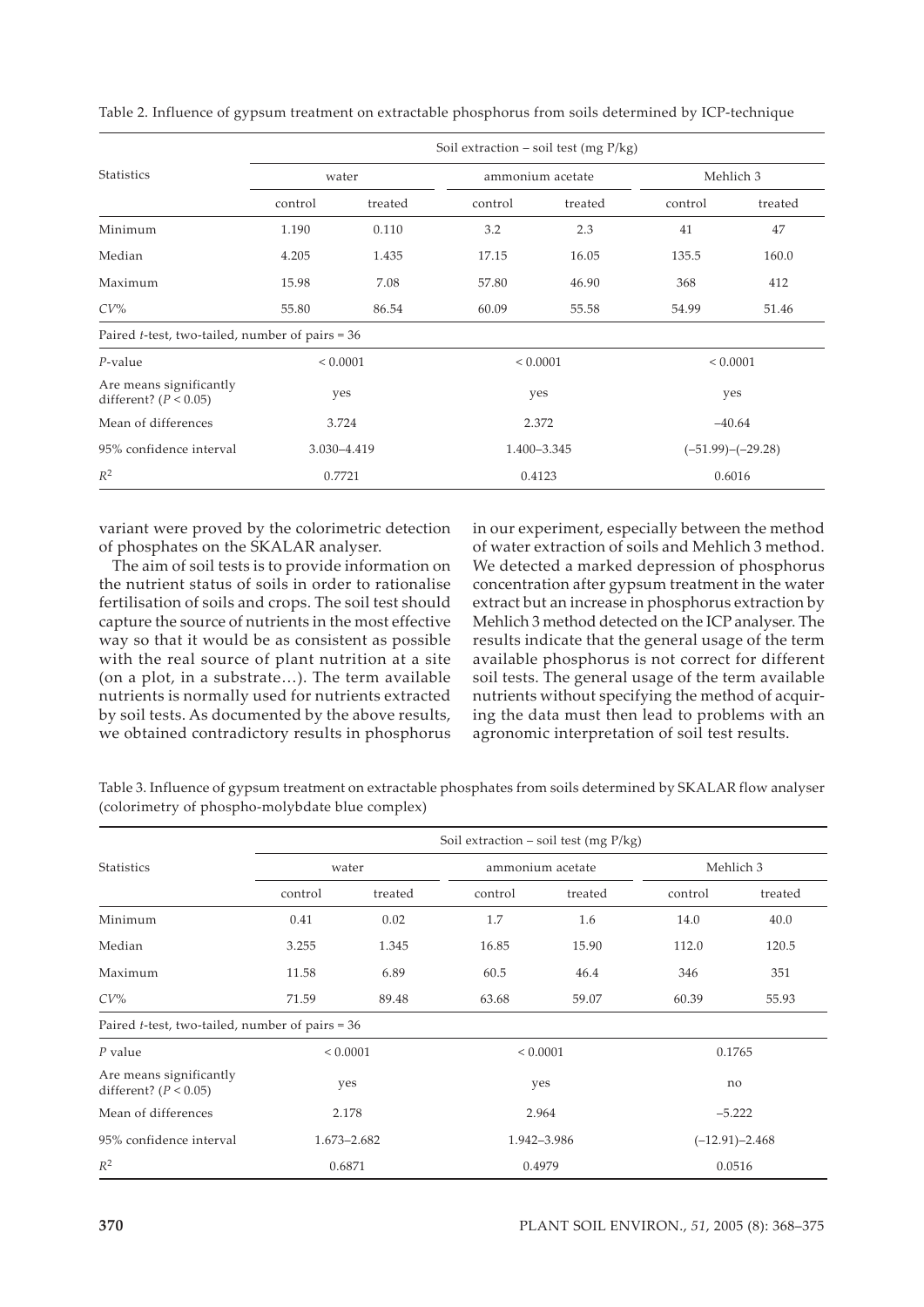Table 2. Influence of gypsum treatment on extractable phosphorus from soils determined by ICP-technique

| Statistics | Soil extraction – soil test (mg P/kg) | | | | | |
|---|---|---|---|---|---|---|
| | water | | ammonium acetate | | Mehlich 3 | |
| | control | treated | control | treated | control | treated |
| Minimum | 1.190 | 0.110 | 3.2 | 2.3 | 41 | 47 |
| Median | 4.205 | 1.435 | 17.15 | 16.05 | 135.5 | 160.0 |
| Maximum | 15.98 | 7.08 | 57.80 | 46.90 | 368 | 412 |
| *CV*% | 55.80 | 86.54 | 60.09 | 55.58 | 54.99 | 51.46 |
| Paired *t*-test, two-tailed, number of pairs = 36 | | | | | | |
| *P*-value | < 0.0001 | | < 0.0001 | | < 0.0001 | |
| Are means significantly different? ($P < 0.05$) | yes | | yes | | yes | |
| Mean of differences | 3.724 | | 2.372 | | –40.64 | |
| 95% confidence interval | 3.030–4.419 | | 1.400–3.345 | | (–51.99)–(–29.28) | |
| $R^2$ | 0.7721 | | 0.4123 | | 0.6016 | |

variant were proved by the colorimetric detection of phosphates on the SKALAR analyser.

The aim of soil tests is to provide information on the nutrient status of soils in order to rationalise fertilisation of soils and crops. The soil test should capture the source of nutrients in the most effective way so that it would be as consistent as possible with the real source of plant nutrition at a site (on a plot, in a substrate…). The term available nutrients is normally used for nutrients extracted by soil tests. As documented by the above results, we obtained contradictory results in phosphorus in our experiment, especially between the method of water extraction of soils and Mehlich 3 method. We detected a marked depression of phosphorus concentration after gypsum treatment in the water extract but an increase in phosphorus extraction by Mehlich 3 method detected on the ICP analyser. The results indicate that the general usage of the term available phosphorus is not correct for different soil tests. The general usage of the term available nutrients without specifying the method of acquiring the data must then lead to problems with an agronomic interpretation of soil test results.

Table 3. Influence of gypsum treatment on extractable phosphates from soils determined by SKALAR flow analyser (colorimetry of phospho-molybdate blue complex)

| Statistics | Soil extraction – soil test (mg P/kg) | | | | | |
|---|---|---|---|---|---|---|
| | water | | ammonium acetate | | Mehlich 3 | |
| | control | treated | control | treated | control | treated |
| Minimum | 0.41 | 0.02 | 1.7 | 1.6 | 14.0 | 40.0 |
| Median | 3.255 | 1.345 | 16.85 | 15.90 | 112.0 | 120.5 |
| Maximum | 11.58 | 6.89 | 60.5 | 46.4 | 346 | 351 |
| *CV*% | 71.59 | 89.48 | 63.68 | 59.07 | 60.39 | 55.93 |
| Paired *t*-test, two-tailed, number of pairs = 36 | | | | | | |
| *P* value | < 0.0001 | | < 0.0001 | | 0.1765 | |
| Are means significantly different? ($P < 0.05$) | yes | | yes | | no | |
| Mean of differences | 2.178 | | 2.964 | | –5.222 | |
| 95% confidence interval | 1.673–2.682 | | 1.942–3.986 | | (–12.91)–2.468 | |
| $R^2$ | 0.6871 | | 0.4979 | | 0.0516 | |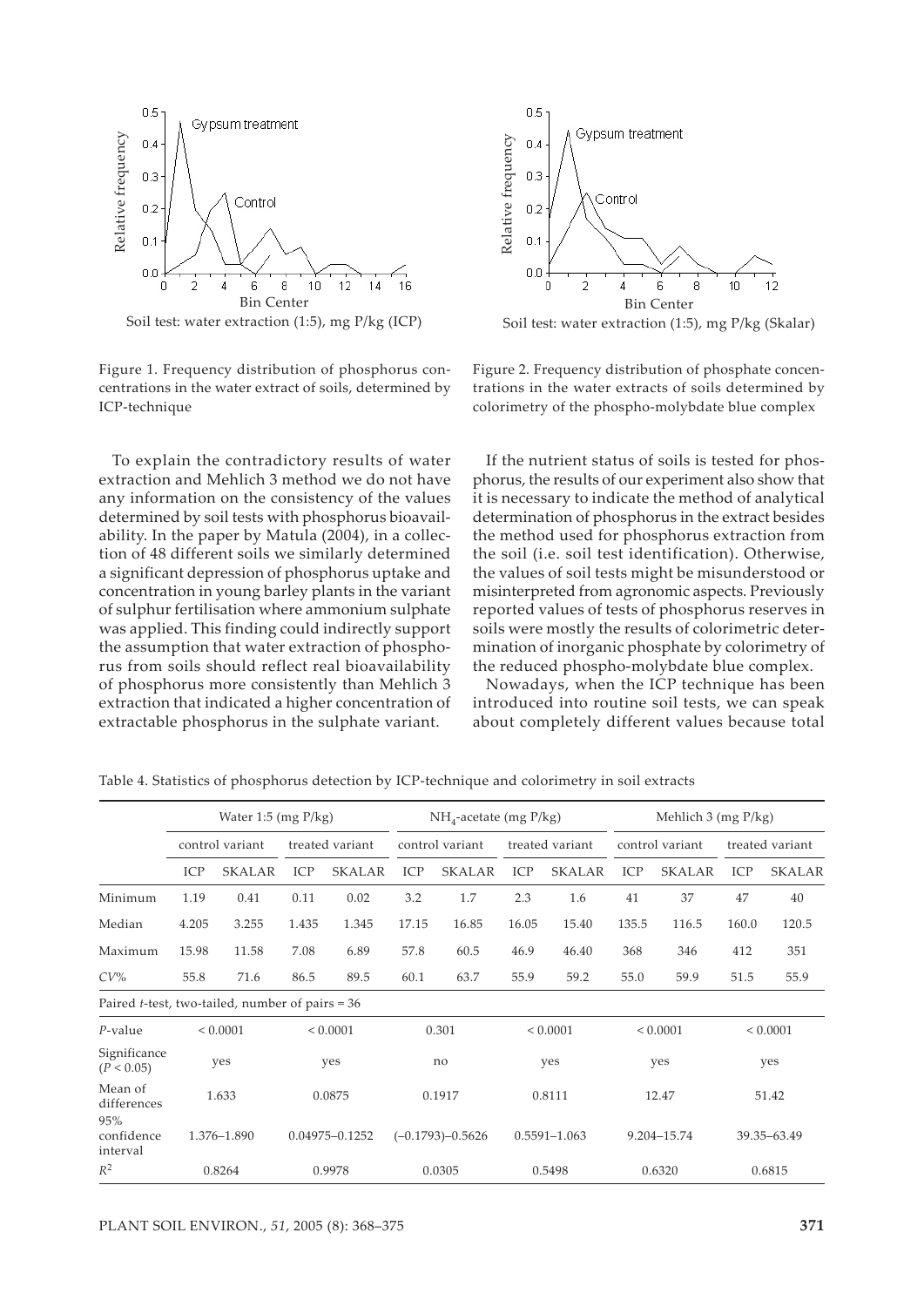Figure 1. Frequency distribution of phosphorus concentrations in the water extract of soils, determined by ICP-technique

Figure 2. Frequency distribution of phosphate concentrations in the water extracts of soils determined by colorimetry of the phospho-molybdate blue complex

To explain the contradictory results of water extraction and Mehlich 3 method we do not have any information on the consistency of the values determined by soil tests with phosphorus bioavailability. In the paper by Matula (2004), in a collection of 48 different soils we similarly determined a significant depression of phosphorus uptake and concentration in young barley plants in the variant of sulphur fertilisation where ammonium sulphate was applied. This finding could indirectly support the assumption that water extraction of phosphorus from soils should reflect real bioavailability of phosphorus more consistently than Mehlich 3 extraction that indicated a higher concentration of extractable phosphorus in the sulphate variant.

If the nutrient status of soils is tested for phosphorus, the results of our experiment also show that it is necessary to indicate the method of analytical determination of phosphorus in the extract besides the method used for phosphorus extraction from the soil (i.e. soil test identification). Otherwise, the values of soil tests might be misunderstood or misinterpreted from agronomic aspects. Previously reported values of tests of phosphorus reserves in soils were mostly the results of colorimetric determination of inorganic phosphate by colorimetry of the reduced phospho-molybdate blue complex.

Nowadays, when the ICP technique has been introduced into routine soil tests, we can speak about completely different values because total

Table 4. Statistics of phosphorus detection by ICP-technique and colorimetry in soil extracts

| | Water 1:5 (mg P/kg) | | | | $NH_4$-acetate (mg P/kg) | | | | Mehlich 3 (mg P/kg) | | | |
|---|---|---|---|---|---|---|---|---|---|---|---|---|
| | control variant | | treated variant | | control variant | | treated variant | | control variant | | treated variant | |
| | ICP | SKALAR | ICP | SKALAR | ICP | SKALAR | ICP | SKALAR | ICP | SKALAR | ICP | SKALAR |
| Minimum | 1.19 | 0.41 | 0.11 | 0.02 | 3.2 | 1.7 | 2.3 | 1.6 | 41 | 37 | 47 | 40 |
| Median | 4.205 | 3.255 | 1.435 | 1.345 | 17.15 | 16.85 | 16.05 | 15.40 | 135.5 | 116.5 | 160.0 | 120.5 |
| Maximum | 15.98 | 11.58 | 7.08 | 6.89 | 57.8 | 60.5 | 46.9 | 46.40 | 368 | 346 | 412 | 351 |
| *CV*% | 55.8 | 71.6 | 86.5 | 89.5 | 60.1 | 63.7 | 55.9 | 59.2 | 55.0 | 59.9 | 51.5 | 55.9 |
| Paired *t*-test, two-tailed, number of pairs = 36 | | | | | | | | | | | | |
| *P*-value | < 0.0001 | | < 0.0001 | | 0.301 | | < 0.0001 | | < 0.0001 | | < 0.0001 | |
| Significance ($P < 0.05$) | yes | | yes | | no | | yes | | yes | | yes | |
| Mean of differences | 1.633 | | 0.0875 | | 0.1917 | | 0.8111 | | 12.47 | | 51.42 | |
| 95% confidence interval | 1.376–1.890 | | 0.04975–0.1252 | | (–0.1793)–0.5626 | | 0.5591–1.063 | | 9.204–15.74 | | 39.35–63.49 | |
| $R^2$ | 0.8264 | | 0.9978 | | 0.0305 | | 0.5498 | | 0.6320 | | 0.6815 | |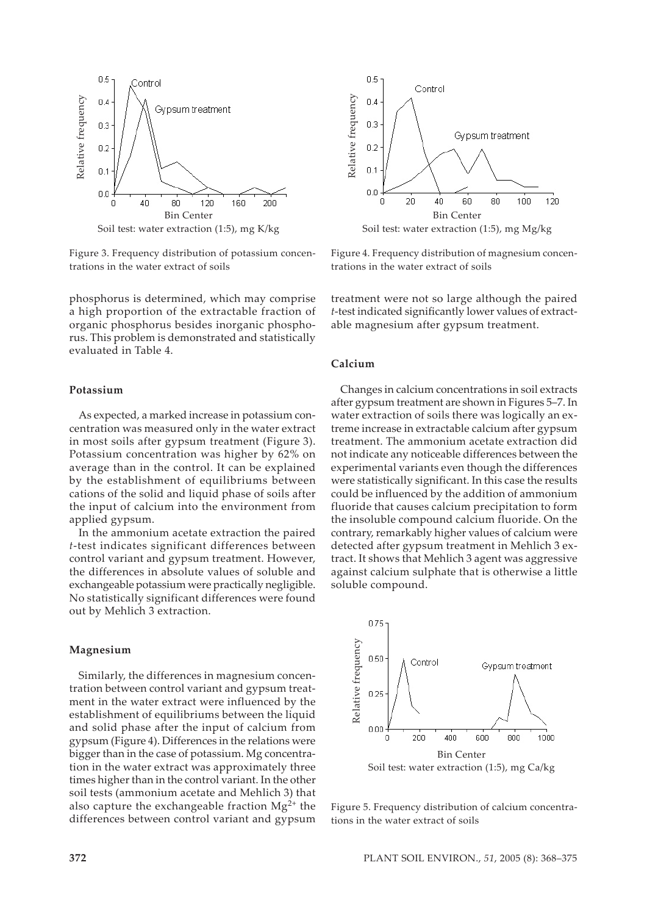Figure 3. Frequency distribution of potassium concentrations in the water extract of soils

Figure 4. Frequency distribution of magnesium concentrations in the water extract of soils

phosphorus is determined, which may comprise a high proportion of the extractable fraction of organic phosphorus besides inorganic phosphorus. This problem is demonstrated and statistically evaluated in Table 4.

### Potassium

As expected, a marked increase in potassium concentration was measured only in the water extract in most soils after gypsum treatment (Figure 3). Potassium concentration was higher by 62% on average than in the control. It can be explained by the establishment of equilibriums between cations of the solid and liquid phase of soils after the input of calcium into the environment from applied gypsum.

In the ammonium acetate extraction the paired *t*-test indicates significant differences between control variant and gypsum treatment. However, the differences in absolute values of soluble and exchangeable potassium were practically negligible. No statistically significant differences were found out by Mehlich 3 extraction.

### Magnesium

Similarly, the differences in magnesium concentration between control variant and gypsum treatment in the water extract were influenced by the establishment of equilibriums between the liquid and solid phase after the input of calcium from gypsum (Figure 4). Differences in the relations were bigger than in the case of potassium. Mg concentration in the water extract was approximately three times higher than in the control variant. In the other soil tests (ammonium acetate and Mehlich 3) that also capture the exchangeable fraction $Mg^{2+}$ the differences between control variant and gypsum treatment were not so large although the paired *t*-test indicated significantly lower values of extractable magnesium after gypsum treatment.

### Calcium

Changes in calcium concentrations in soil extracts after gypsum treatment are shown in Figures 5–7. In water extraction of soils there was logically an extreme increase in extractable calcium after gypsum treatment. The ammonium acetate extraction did not indicate any noticeable differences between the experimental variants even though the differences were statistically significant. In this case the results could be influenced by the addition of ammonium fluoride that causes calcium precipitation to form the insoluble compound calcium fluoride. On the contrary, remarkably higher values of calcium were detected after gypsum treatment in Mehlich 3 extract. It shows that Mehlich 3 agent was aggressive against calcium sulphate that is otherwise a little soluble compound.

Figure 5. Frequency distribution of calcium concentrations in the water extract of soils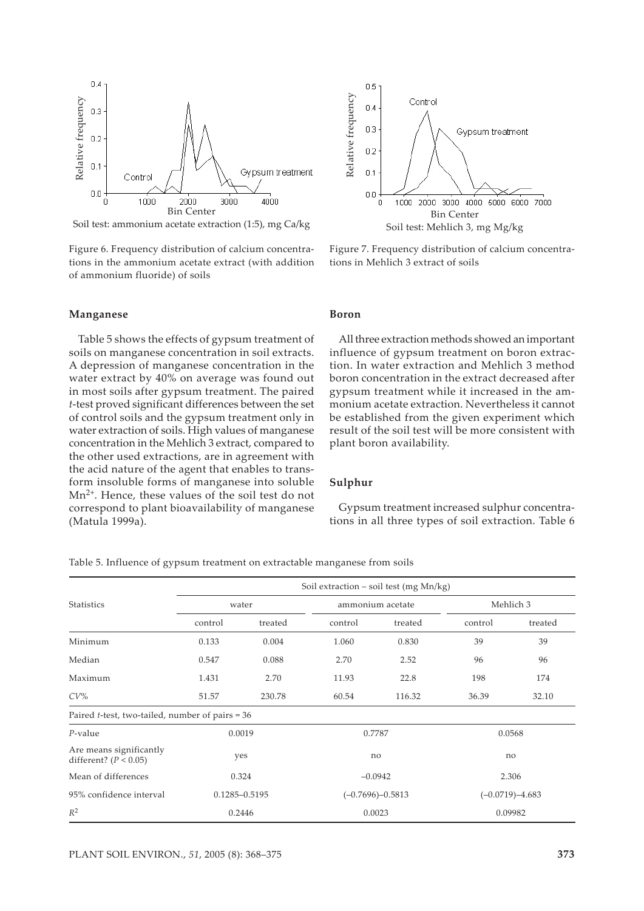Figure 6. Frequency distribution of calcium concentrations in the ammonium acetate extract (with addition of ammonium fluoride) of soils

Figure 7. Frequency distribution of calcium concentrations in Mehlich 3 extract of soils

**Manganese**

Table 5 shows the effects of gypsum treatment of soils on manganese concentration in soil extracts. A depression of manganese concentration in the water extract by 40% on average was found out in most soils after gypsum treatment. The paired *t*-test proved significant differences between the set of control soils and the gypsum treatment only in water extraction of soils. High values of manganese concentration in the Mehlich 3 extract, compared to the other used extractions, are in agreement with the acid nature of the agent that enables to transform insoluble forms of manganese into soluble $Mn^{2+}$. Hence, these values of the soil test do not correspond to plant bioavailability of manganese (Matula 1999a).

**Boron**

All three extraction methods showed an important influence of gypsum treatment on boron extraction. In water extraction and Mehlich 3 method boron concentration in the extract decreased after gypsum treatment while it increased in the ammonium acetate extraction. Nevertheless it cannot be established from the given experiment which result of the soil test will be more consistent with plant boron availability.

**Sulphur**

Gypsum treatment increased sulphur concentrations in all three types of soil extraction. Table 6

Table 5. Influence of gypsum treatment on extractable manganese from soils

| Statistics | Soil extraction – soil test (mg Mn/kg) | | | | | |
|---|---|---|---|---|---|---|
| | water | | ammonium acetate | | Mehlich 3 | |
| | control | treated | control | treated | control | treated |
| Minimum | 0.133 | 0.004 | 1.060 | 0.830 | 39 | 39 |
| Median | 0.547 | 0.088 | 2.70 | 2.52 | 96 | 96 |
| Maximum | 1.431 | 2.70 | 11.93 | 22.8 | 198 | 174 |
| *CV*% | 51.57 | 230.78 | 60.54 | 116.32 | 36.39 | 32.10 |
| Paired *t*-test, two-tailed, number of pairs = 36 | | | | | | |
| *P*-value | 0.0019 | | 0.7787 | | 0.0568 | |
| Are means significantly different? ($P < 0.05$) | yes | | no | | no | |
| Mean of differences | 0.324 | | –0.0942 | | 2.306 | |
| 95% confidence interval | 0.1285–0.5195 | | (–0.7696)–0.5813 | | (–0.0719)–4.683 | |
| $R^2$ | 0.2446 | | 0.0023 | | 0.09982 | |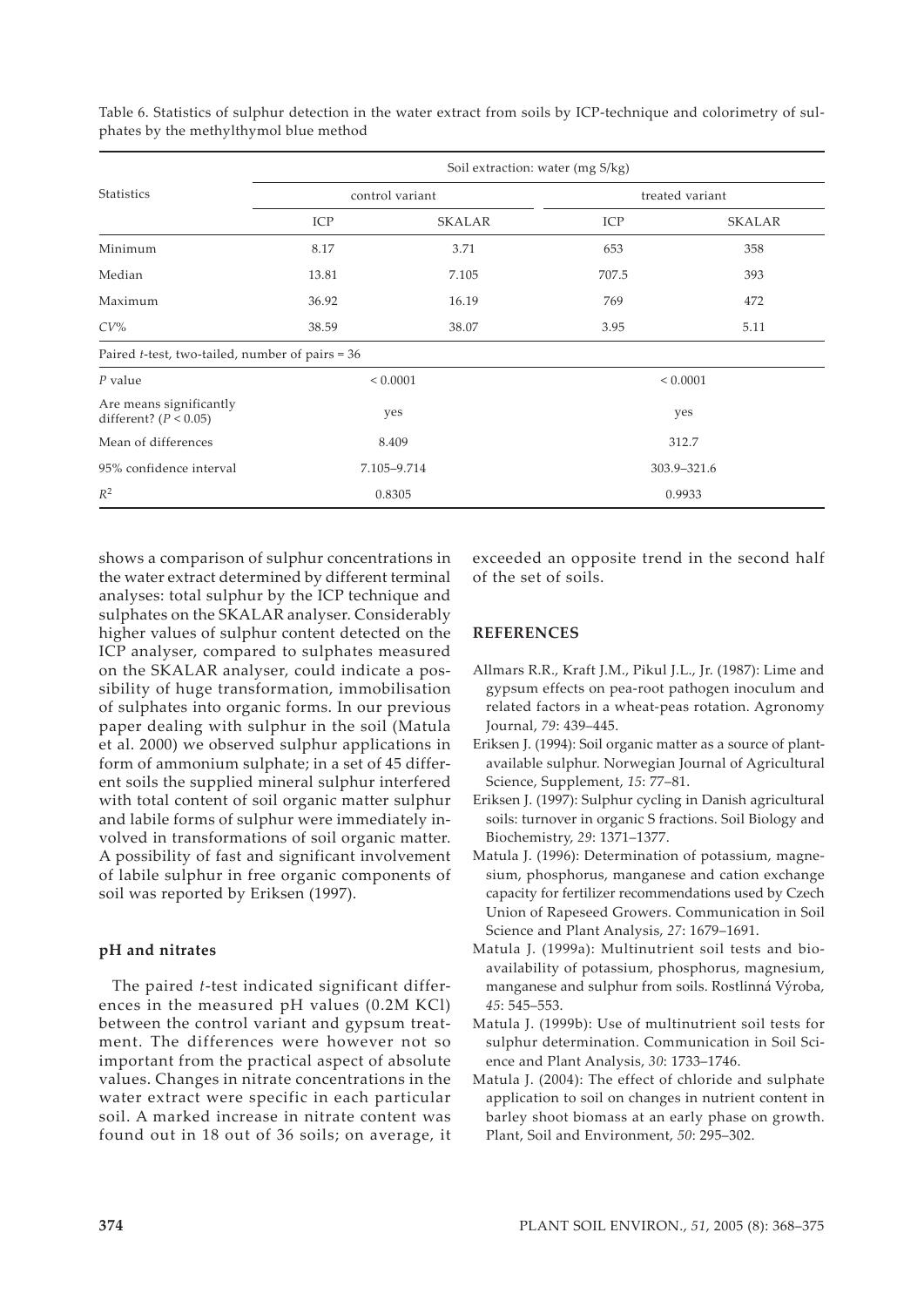Table 6. Statistics of sulphur detection in the water extract from soils by ICP-technique and colorimetry of sulphates by the methylthymol blue method

| Statistics | Soil extraction: water (mg S/kg) | | | |
|---|---|---|---|---|
| | control variant | | treated variant | |
| | ICP | SKALAR | ICP | SKALAR |
| Minimum | 8.17 | 3.71 | 653 | 358 |
| Median | 13.81 | 7.105 | 707.5 | 393 |
| Maximum | 36.92 | 16.19 | 769 | 472 |
| *CV*% | 38.59 | 38.07 | 3.95 | 5.11 |
| Paired *t*-test, two-tailed, number of pairs = 36 | | | | |
| *P* value | < 0.0001 | | < 0.0001 | |
| Are means significantly different? ($P < 0.05$) | yes | | yes | |
| Mean of differences | 8.409 | | 312.7 | |
| 95% confidence interval | 7.105–9.714 | | 303.9–321.6 | |
| $R^2$ | 0.8305 | | 0.9933 | |

shows a comparison of sulphur concentrations in the water extract determined by different terminal analyses: total sulphur by the ICP technique and sulphates on the SKALAR analyser. Considerably higher values of sulphur content detected on the ICP analyser, compared to sulphates measured on the SKALAR analyser, could indicate a possibility of huge transformation, immobilisation of sulphates into organic forms. In our previous paper dealing with sulphur in the soil (Matula et al. 2000) we observed sulphur applications in form of ammonium sulphate; in a set of 45 different soils the supplied mineral sulphur interfered with total content of soil organic matter sulphur and labile forms of sulphur were immediately involved in transformations of soil organic matter. A possibility of fast and significant involvement of labile sulphur in free organic components of soil was reported by Eriksen (1997).

### pH and nitrates

The paired *t*-test indicated significant differences in the measured pH values (0.2M KCl) between the control variant and gypsum treatment. The differences were however not so important from the practical aspect of absolute values. Changes in nitrate concentrations in the water extract were specific in each particular soil. A marked increase in nitrate content was found out in 18 out of 36 soils; on average, it exceeded an opposite trend in the second half of the set of soils.

## REFERENCES

Allmars R.R., Kraft J.M., Pikul J.L., Jr. (1987): Lime and gypsum effects on pea-root pathogen inoculum and related factors in a wheat-peas rotation. Agronomy Journal, *79*: 439–445.

Eriksen J. (1994): Soil organic matter as a source of plant-available sulphur. Norwegian Journal of Agricultural Science, Supplement, *15*: 77–81.

Eriksen J. (1997): Sulphur cycling in Danish agricultural soils: turnover in organic S fractions. Soil Biology and Biochemistry, *29*: 1371–1377.

Matula J. (1996): Determination of potassium, magnesium, phosphorus, manganese and cation exchange capacity for fertilizer recommendations used by Czech Union of Rapeseed Growers. Communication in Soil Science and Plant Analysis, *27*: 1679–1691.

Matula J. (1999a): Multinutrient soil tests and bioavailability of potassium, phosphorus, magnesium, manganese and sulphur from soils. Rostlinná Výroba, *45*: 545–553.

Matula J. (1999b): Use of multinutrient soil tests for sulphur determination. Communication in Soil Science and Plant Analysis, *30*: 1733–1746.

Matula J. (2004): The effect of chloride and sulphate application to soil on changes in nutrient content in barley shoot biomass at an early phase on growth. Plant, Soil and Environment, *50*: 295–302.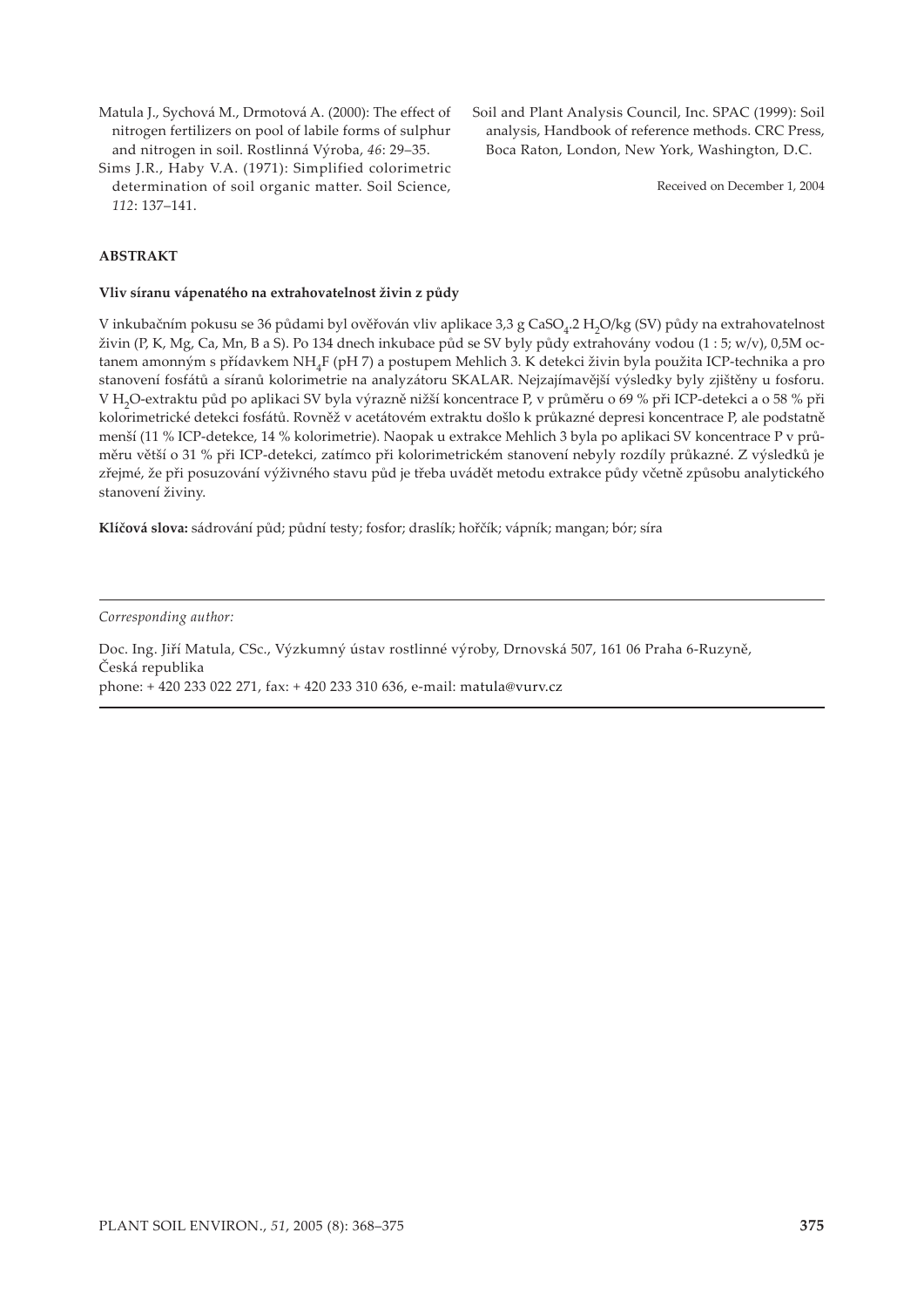Matula J., Sychová M., Drmotová A. (2000): The effect of nitrogen fertilizers on pool of labile forms of sulphur and nitrogen in soil. Rostlinná Výroba, *46*: 29–35.

Sims J.R., Haby V.A. (1971): Simplified colorimetric determination of soil organic matter. Soil Science, *112*: 137–141.

Soil and Plant Analysis Council, Inc. SPAC (1999): Soil analysis, Handbook of reference methods. CRC Press, Boca Raton, London, New York, Washington, D.C.

Received on December 1, 2004

## ABSTRAKT

**Vliv síranu vápenatého na extrahovatelnost živin z půdy**

V inkubačním pokusu se 36 půdami byl ověřován vliv aplikace 3,3 g $CaSO_4.2H_2O$/kg (SV) půdy na extrahovatelnost živin (P, K, Mg, Ca, Mn, B a S). Po 134 dnech inkubace půd se SV byly půdy extrahovány vodou (1 : 5; w/v), 0,5M octanem amonným s přídavkem $NH_4F$ (pH 7) a postupem Mehlich 3. K detekci živin byla použita ICP-technika a pro stanovení fosfátů a síranů kolorimetrie na analyzátoru SKALAR. Nejzajímavější výsledky byly zjištěny u fosforu. V $H_2O$-extraktu půd po aplikaci SV byla výrazně nižší koncentrace P, v průměru o 69 % při ICP-detekci a o 58 % při kolorimetrické detekci fosfátů. Rovněž v acetátovém extraktu došlo k průkazné depresi koncentrace P, ale podstatně menší (11 % ICP-detekce, 14 % kolorimetrie). Naopak u extrakce Mehlich 3 byla po aplikaci SV koncentrace P v průměru větší o 31 % při ICP-detekci, zatímco při kolorimetrickém stanovení nebyly rozdíly průkazné. Z výsledků je zřejmé, že při posuzování výživného stavu půd je třeba uvádět metodu extrakce půdy včetně způsobu analytického stanovení živiny.

**Klíčová slova:** sádrování půd; půdní testy; fosfor; draslík; hořčík; vápník; mangan; bór; síra

---

*Corresponding author:*

Doc. Ing. Jiří Matula, CSc., Výzkumný ústav rostlinné výroby, Drnovská 507, 161 06 Praha 6-Ruzyně, Česká republika
phone: + 420 233 022 271, fax: + 420 233 310 636, e-mail: matula@vurv.cz